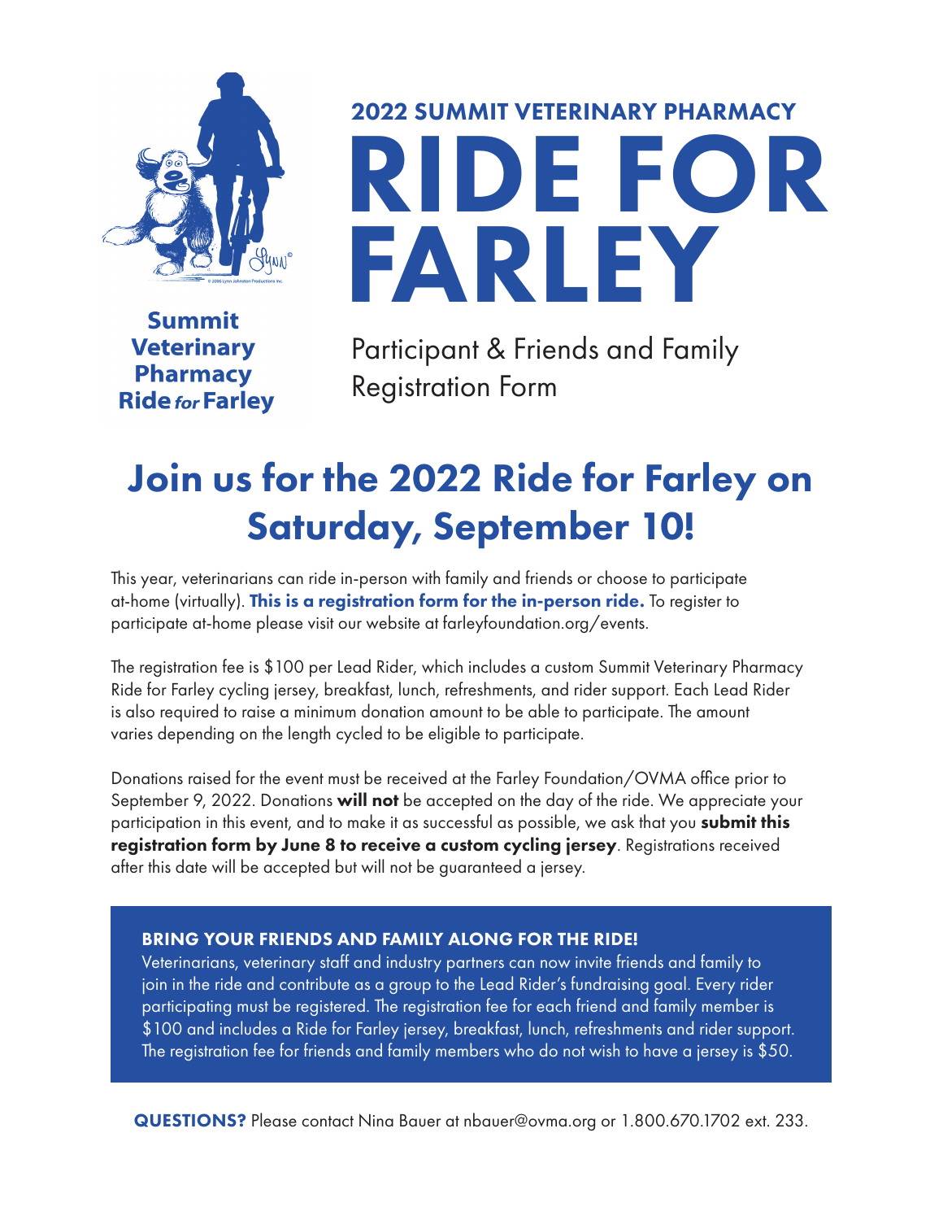**Summit Veterinary Pharmacy Ride *for* Farley**

## 2022 SUMMIT VETERINARY PHARMACY

# RIDE FOR FARLEY

Participant & Friends and Family Registration Form

## Join us for the 2022 Ride for Farley on Saturday, September 10!

This year, veterinarians can ride in-person with family and friends or choose to participate at-home (virtually). **This is a registration form for the in-person ride.** To register to participate at-home please visit our website at farleyfoundation.org/events.

The registration fee is $100 per Lead Rider, which includes a custom Summit Veterinary Pharmacy Ride for Farley cycling jersey, breakfast, lunch, refreshments, and rider support. Each Lead Rider is also required to raise a minimum donation amount to be able to participate. The amount varies depending on the length cycled to be eligible to participate.

Donations raised for the event must be received at the Farley Foundation/OVMA office prior to September 9, 2022. Donations **will not** be accepted on the day of the ride. We appreciate your participation in this event, and to make it as successful as possible, we ask that you **submit this registration form by June 8 to receive a custom cycling jersey**. Registrations received after this date will be accepted but will not be guaranteed a jersey.

**BRING YOUR FRIENDS AND FAMILY ALONG FOR THE RIDE!**
Veterinarians, veterinary staff and industry partners can now invite friends and family to join in the ride and contribute as a group to the Lead Rider's fundraising goal. Every rider participating must be registered. The registration fee for each friend and family member is $100 and includes a Ride for Farley jersey, breakfast, lunch, refreshments and rider support. The registration fee for friends and family members who do not wish to have a jersey is $50.

**QUESTIONS?** Please contact Nina Bauer at nbauer@ovma.org or 1.800.670.1702 ext. 233.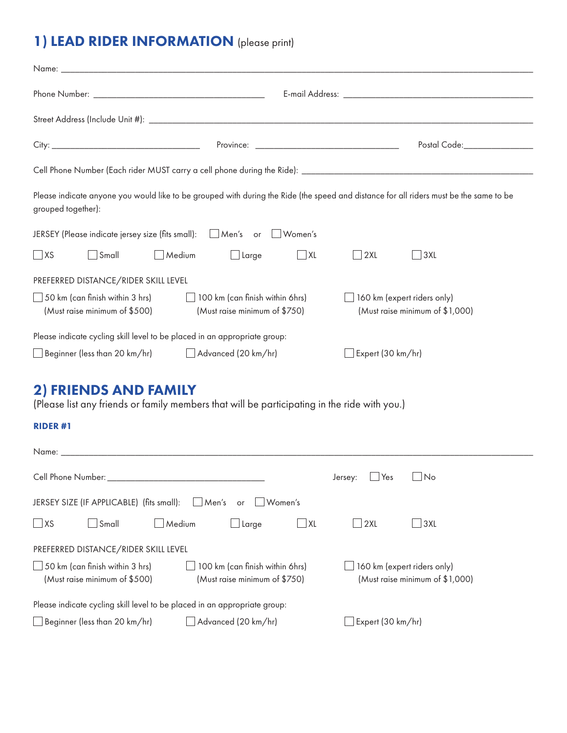## 1) LEAD RIDER INFORMATION (please print)

Name: ______________________________________________

Phone Number: ______________________ E-mail Address: ______________________

Street Address (Include Unit #): ______________________________________________

City: __________________ Province: __________________ Postal Code: ______________

Cell Phone Number (Each rider MUST carry a cell phone during the Ride): ______________________

Please indicate anyone you would like to be grouped with during the Ride (the speed and distance for all riders must be the same to be grouped together):

JERSEY (Please indicate jersey size (fits small): ☐ Men's or ☐ Women's

☐ XS ☐ Small ☐ Medium ☐ Large ☐ XL ☐ 2XL ☐ 3XL

PREFERRED DISTANCE/RIDER SKILL LEVEL

☐ 50 km (can finish within 3 hrs) (Must raise minimum of $500)
☐ 100 km (can finish within 6hrs) (Must raise minimum of $750)
☐ 160 km (expert riders only) (Must raise minimum of $1,000)

Please indicate cycling skill level to be placed in an appropriate group:

☐ Beginner (less than 20 km/hr) ☐ Advanced (20 km/hr) ☐ Expert (30 km/hr)

## 2) FRIENDS AND FAMILY

(Please list any friends or family members that will be participating in the ride with you.)

### RIDER #1

Name: ______________________________________________

Cell Phone Number: ______________________ Jersey: ☐ Yes ☐ No

JERSEY SIZE (IF APPLICABLE) (fits small): ☐ Men's or ☐ Women's

☐ XS ☐ Small ☐ Medium ☐ Large ☐ XL ☐ 2XL ☐ 3XL

PREFERRED DISTANCE/RIDER SKILL LEVEL

☐ 50 km (can finish within 3 hrs) (Must raise minimum of $500)
☐ 100 km (can finish within 6hrs) (Must raise minimum of $750)
☐ 160 km (expert riders only) (Must raise minimum of $1,000)

Please indicate cycling skill level to be placed in an appropriate group:

☐ Beginner (less than 20 km/hr) ☐ Advanced (20 km/hr) ☐ Expert (30 km/hr)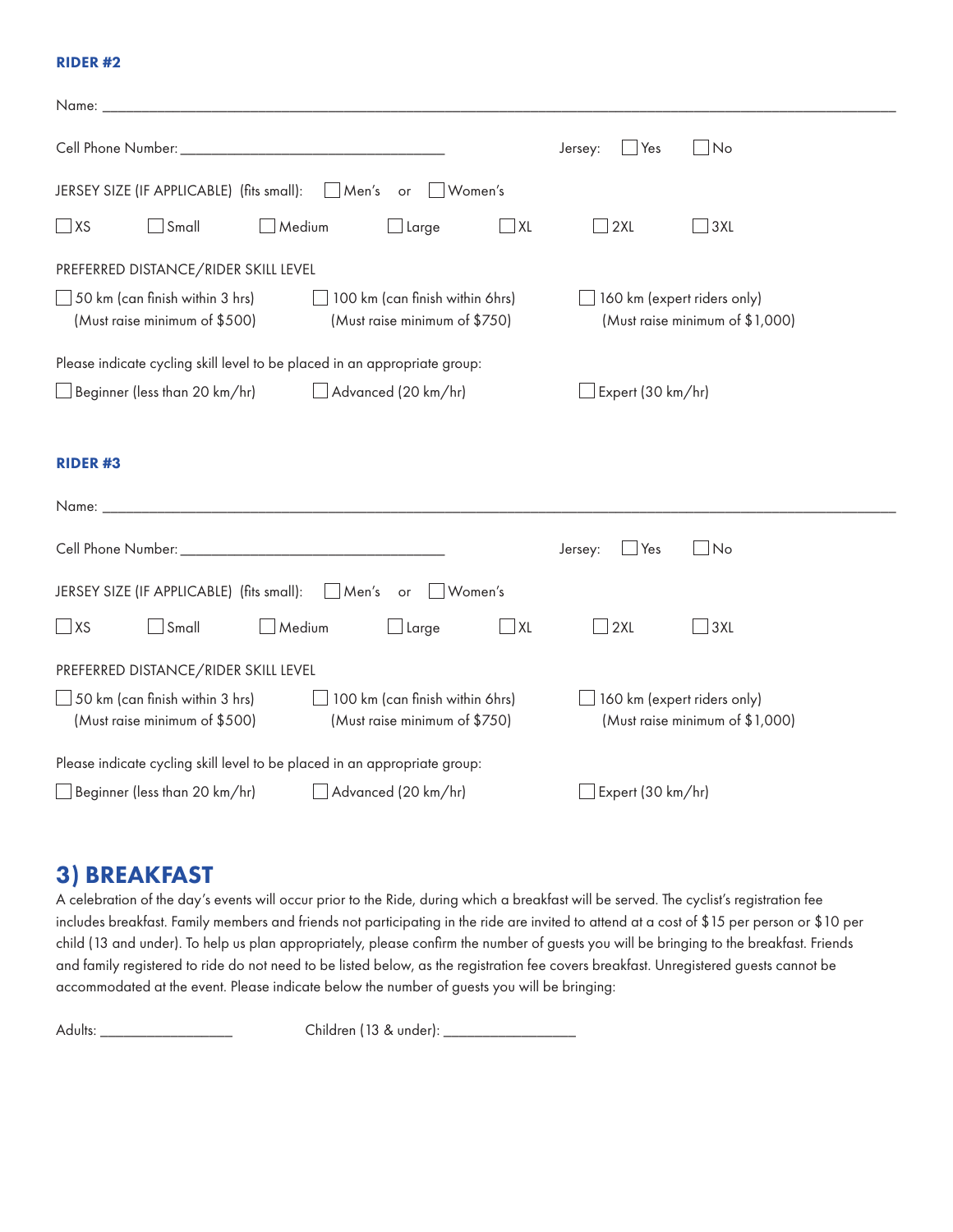**RIDER #2**

Name: ______________________________________________________________________________

Cell Phone Number: ______________________________ Jersey: ☐ Yes ☐ No

JERSEY SIZE (IF APPLICABLE) (fits small): ☐ Men's or ☐ Women's

☐ XS ☐ Small ☐ Medium ☐ Large ☐ XL ☐ 2XL ☐ 3XL

PREFERRED DISTANCE/RIDER SKILL LEVEL

☐ 50 km (can finish within 3 hrs) (Must raise minimum of $500) ☐ 100 km (can finish within 6hrs) (Must raise minimum of $750) ☐ 160 km (expert riders only) (Must raise minimum of $1,000)

Please indicate cycling skill level to be placed in an appropriate group:

☐ Beginner (less than 20 km/hr) ☐ Advanced (20 km/hr) ☐ Expert (30 km/hr)

**RIDER #3**

Name: ______________________________________________________________________________

Cell Phone Number: ______________________________ Jersey: ☐ Yes ☐ No

JERSEY SIZE (IF APPLICABLE) (fits small): ☐ Men's or ☐ Women's

☐ XS ☐ Small ☐ Medium ☐ Large ☐ XL ☐ 2XL ☐ 3XL

PREFERRED DISTANCE/RIDER SKILL LEVEL

☐ 50 km (can finish within 3 hrs) (Must raise minimum of $500) ☐ 100 km (can finish within 6hrs) (Must raise minimum of $750) ☐ 160 km (expert riders only) (Must raise minimum of $1,000)

Please indicate cycling skill level to be placed in an appropriate group:

☐ Beginner (less than 20 km/hr) ☐ Advanced (20 km/hr) ☐ Expert (30 km/hr)

## 3) BREAKFAST

A celebration of the day's events will occur prior to the Ride, during which a breakfast will be served. The cyclist's registration fee includes breakfast. Family members and friends not participating in the ride are invited to attend at a cost of $15 per person or $10 per child (13 and under). To help us plan appropriately, please confirm the number of guests you will be bringing to the breakfast. Friends and family registered to ride do not need to be listed below, as the registration fee covers breakfast. Unregistered guests cannot be accommodated at the event. Please indicate below the number of guests you will be bringing:

Adults: ________________ Children (13 & under): ________________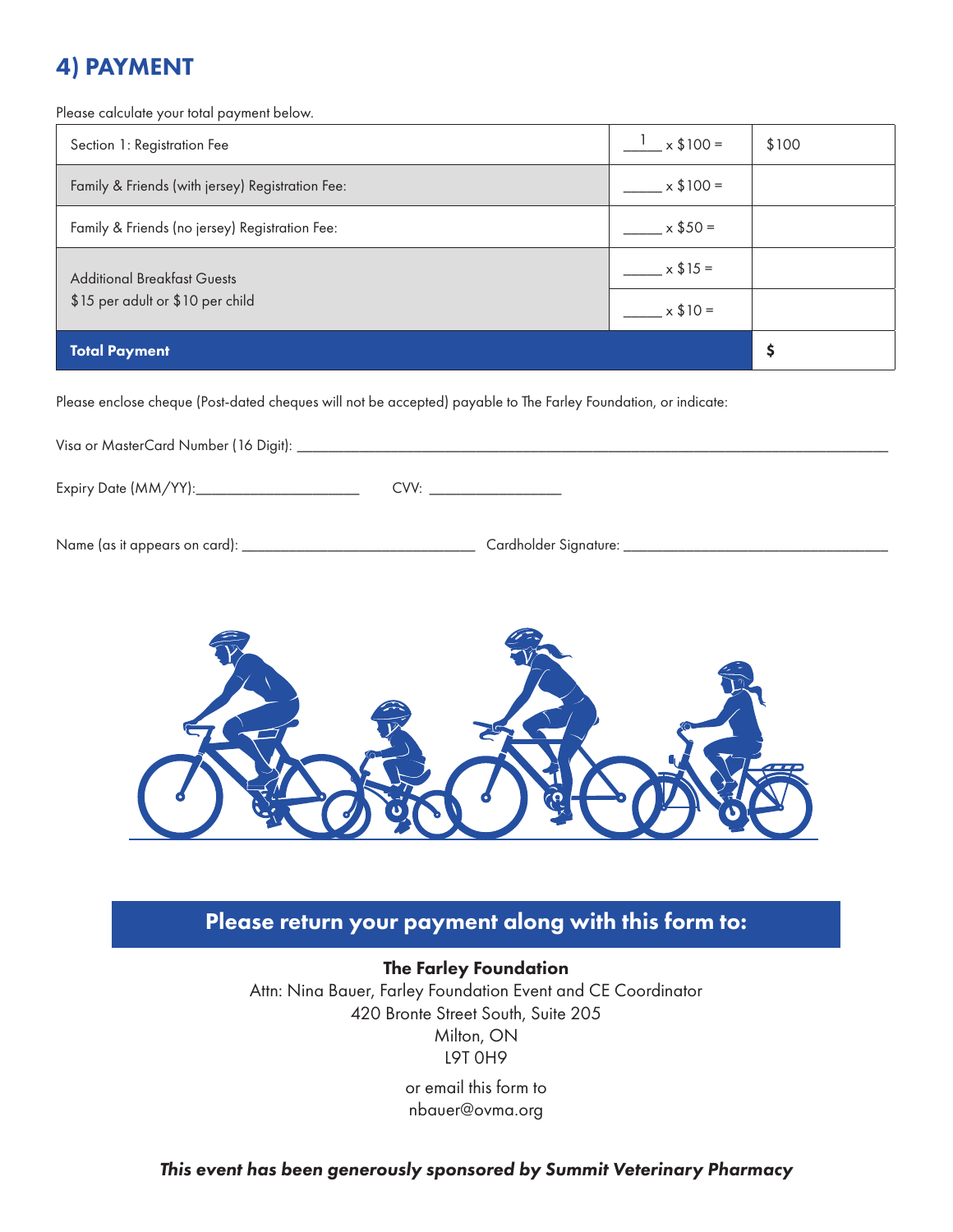## 4) PAYMENT

Please calculate your total payment below.

| | | |
|---|---|---|
| Section 1: Registration Fee | 1 x $100 = | $100 |
| Family & Friends (with jersey) Registration Fee: | _____ x $100 = | |
| Family & Friends (no jersey) Registration Fee: | _____ x $50 = | |
| Additional Breakfast Guests<br>$15 per adult or $10 per child | _____ x $15 = | |
| | _____ x $10 = | |
| **Total Payment** | | **$** |

Please enclose cheque (Post-dated cheques will not be accepted) payable to The Farley Foundation, or indicate:

Visa or MasterCard Number (16 Digit): ____________________________________________

Expiry Date (MM/YY):____________________ CVV: _________________

Name (as it appears on card): ____________________________ Cardholder Signature: ________________________________

## Please return your payment along with this form to:

**The Farley Foundation**
Attn: Nina Bauer, Farley Foundation Event and CE Coordinator
420 Bronte Street South, Suite 205
Milton, ON
L9T 0H9

or email this form to
nbauer@ovma.org

***This event has been generously sponsored by Summit Veterinary Pharmacy***